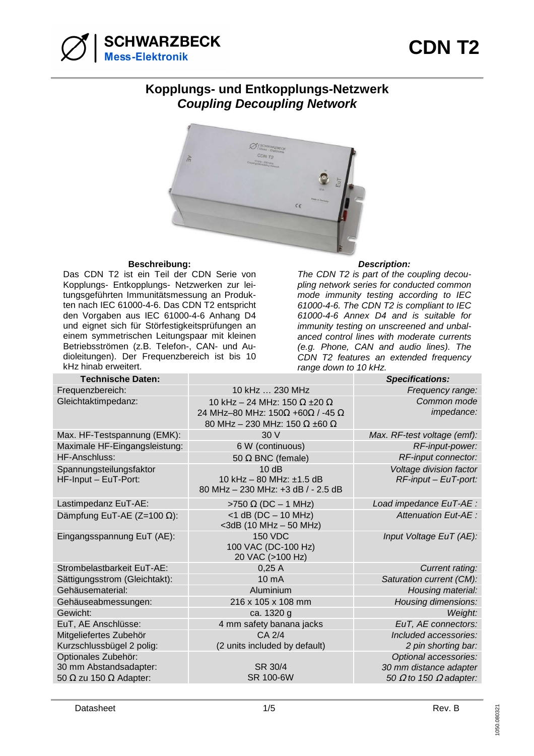# CDN T2

## Kopplungs- und Entkopplungs-Netzwerk
## *Coupling Decoupling Network*

**Beschreibung:**

Das CDN T2 ist ein Teil der CDN Serie von Kopplungs- Entkopplungs- Netzwerken zur leitungsgeführten Immunitätsmessung an Produkten nach IEC 61000-4-6. Das CDN T2 entspricht den Vorgaben aus IEC 61000-4-6 Anhang D4 und eignet sich für Störfestigkeitsprüfungen an einem symmetrischen Leitungspaar mit kleinen Betriebsströmen (z.B. Telefon-, CAN- und Audioleitungen). Der Frequenzbereich ist bis 10 kHz hinab erweitert.

***Description:***

*The CDN T2 is part of the coupling decoupling network series for conducted common mode immunity testing according to IEC 61000-4-6. The CDN T2 is compliant to IEC 61000-4-6 Annex D4 and is suitable for immunity testing on unscreened and unbalanced control lines with moderate currents (e.g. Phone, CAN and audio lines). The CDN T2 features an extended frequency range down to 10 kHz.*

| **Technische Daten:** | | ***Specifications:*** |
|---|---|---|
| Frequenzbereich: | 10 kHz … 230 MHz | *Frequency range:* |
| Gleichtaktimpedanz: | 10 kHz – 24 MHz: 150 Ω ±20 Ω<br>24 MHz–80 MHz: 150Ω +60Ω / -45 Ω<br>80 MHz – 230 MHz: 150 Ω ±60 Ω | *Common mode impedance:* |
| Max. HF-Testspannung (EMK): | 30 V | *Max. RF-test voltage (emf):* |
| Maximale HF-Eingangsleistung: | 6 W (continuous) | *RF-input-power:* |
| HF-Anschluss: | 50 Ω BNC (female) | *RF-input connector:* |
| Spannungsteilungsfaktor HF-Input – EuT-Port: | 10 dB<br>10 kHz – 80 MHz: ±1.5 dB<br>80 MHz – 230 MHz: +3 dB / - 2.5 dB | *Voltage division factor RF-input – EuT-port:* |
| Lastimpedanz EuT-AE: | >750 Ω (DC – 1 MHz) | *Load impedance EuT-AE :* |
| Dämpfung EuT-AE (Z=100 Ω): | <1 dB (DC – 10 MHz)<br><3dB (10 MHz – 50 MHz) | *Attenuation Eut-AE :* |
| Eingangsspannung EuT (AE): | 150 VDC<br>100 VAC (DC-100 Hz)<br>20 VAC (>100 Hz) | *Input Voltage EuT (AE):* |
| Strombelastbarkeit EuT-AE: | 0,25 A | *Current rating:* |
| Sättigungsstrom (Gleichtakt): | 10 mA | *Saturation current (CM):* |
| Gehäusematerial: | Aluminium | *Housing material:* |
| Gehäuseabmessungen: | 216 x 105 x 108 mm | *Housing dimensions:* |
| Gewicht: | ca. 1320 g | *Weight:* |
| EuT, AE Anschlüsse: | 4 mm safety banana jacks | *EuT, AE connectors:* |
| Mitgeliefertes Zubehör<br>Kurzschlussbügel 2 polig: | CA 2/4<br>(2 units included by default) | *Included accessories:*<br>*2 pin shorting bar:* |
| Optionales Zubehör:<br>30 mm Abstandsadapter:<br>50 Ω zu 150 Ω Adapter: | <br>SR 30/4<br>SR 100-6W | *Optional accessories:*<br>*30 mm distance adapter*<br>*50 Ω to 150 Ω adapter:* |

Datasheet — Rev. B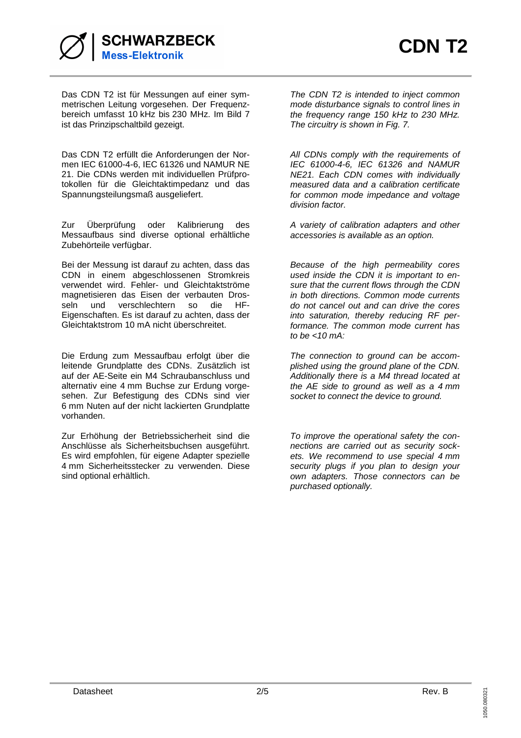Das CDN T2 ist für Messungen auf einer symmetrischen Leitung vorgesehen. Der Frequenzbereich umfasst 10 kHz bis 230 MHz. Im Bild 7 ist das Prinzipschaltbild gezeigt.

*The CDN T2 is intended to inject common mode disturbance signals to control lines in the frequency range 150 kHz to 230 MHz. The circuitry is shown in Fig. 7.*

Das CDN T2 erfüllt die Anforderungen der Normen IEC 61000-4-6, IEC 61326 und NAMUR NE 21. Die CDNs werden mit individuellen Prüfprotokollen für die Gleichtaktimpedanz und das Spannungsteilungsmaß ausgeliefert.

*All CDNs comply with the requirements of IEC 61000-4-6, IEC 61326 and NAMUR NE21. Each CDN comes with individually measured data and a calibration certificate for common mode impedance and voltage division factor.*

Zur Überprüfung oder Kalibrierung des Messaufbaus sind diverse optional erhältliche Zubehörteile verfügbar.

*A variety of calibration adapters and other accessories is available as an option.*

Bei der Messung ist darauf zu achten, dass das CDN in einem abgeschlossenen Stromkreis verwendet wird. Fehler- und Gleichtaktströme magnetisieren das Eisen der verbauten Drosseln und verschlechtern so die HF-Eigenschaften. Es ist darauf zu achten, dass der Gleichtaktstrom 10 mA nicht überschreitet.

*Because of the high permeability cores used inside the CDN it is important to ensure that the current flows through the CDN in both directions. Common mode currents do not cancel out and can drive the cores into saturation, thereby reducing RF performance. The common mode current has to be <10 mA:*

Die Erdung zum Messaufbau erfolgt über die leitende Grundplatte des CDNs. Zusätzlich ist auf der AE-Seite ein M4 Schraubanschluss und alternativ eine 4 mm Buchse zur Erdung vorgesehen. Zur Befestigung des CDNs sind vier 6 mm Nuten auf der nicht lackierten Grundplatte vorhanden.

*The connection to ground can be accomplished using the ground plane of the CDN. Additionally there is a M4 thread located at the AE side to ground as well as a 4 mm socket to connect the device to ground.*

Zur Erhöhung der Betriebssicherheit sind die Anschlüsse als Sicherheitsbuchsen ausgeführt. Es wird empfohlen, für eigene Adapter spezielle 4 mm Sicherheitsstecker zu verwenden. Diese sind optional erhältlich.

*To improve the operational safety the connections are carried out as security sockets. We recommend to use special 4 mm security plugs if you plan to design your own adapters. Those connectors can be purchased optionally.*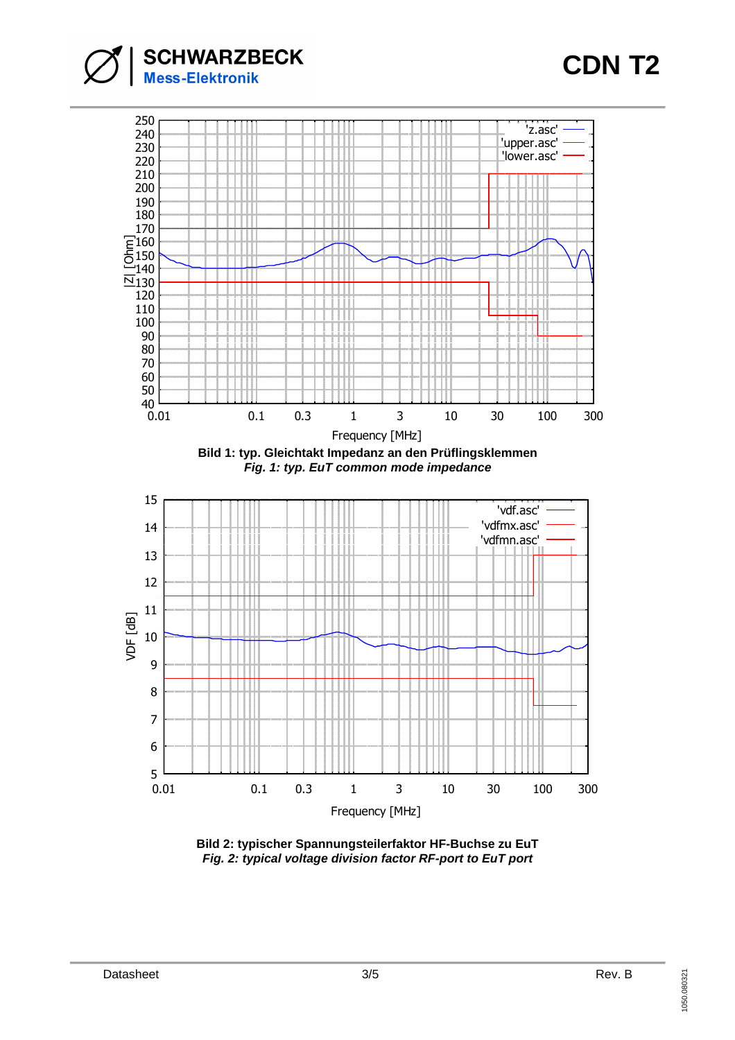Bild 1: typ. Gleichtakt Impedanz an den Prüflingsklemmen

*Fig. 1: typ. EuT common mode impedance*

Bild 2: typischer Spannungsteilerfaktor HF-Buchse zu EuT

*Fig. 2: typical voltage division factor RF-port to EuT port*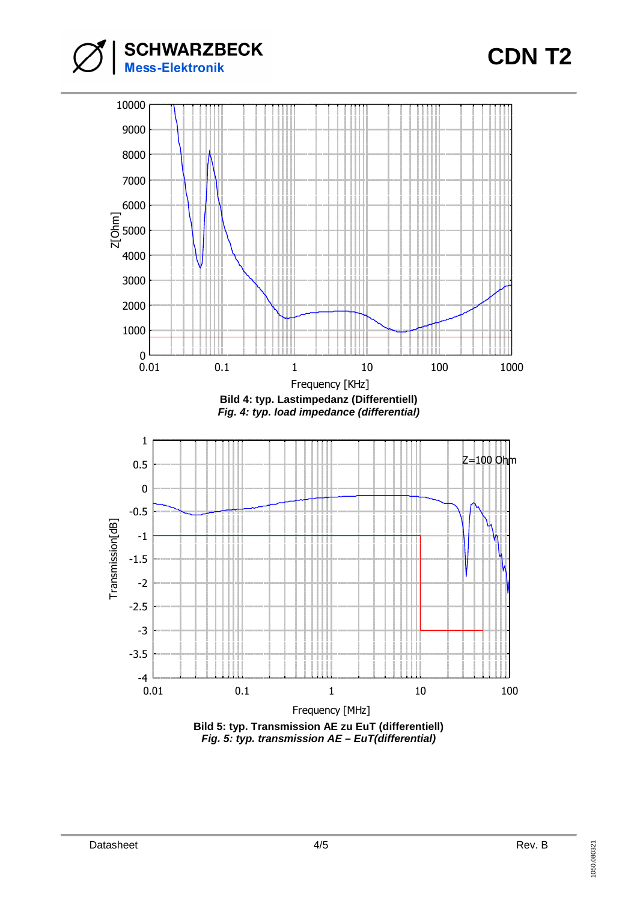**Bild 4: typ. Lastimpedanz (Differentiell)**
***Fig. 4: typ. load impedance (differential)***

**Bild 5: typ. Transmission AE zu EuT (differentiell)**
***Fig. 5: typ. transmission AE – EuT(differential)***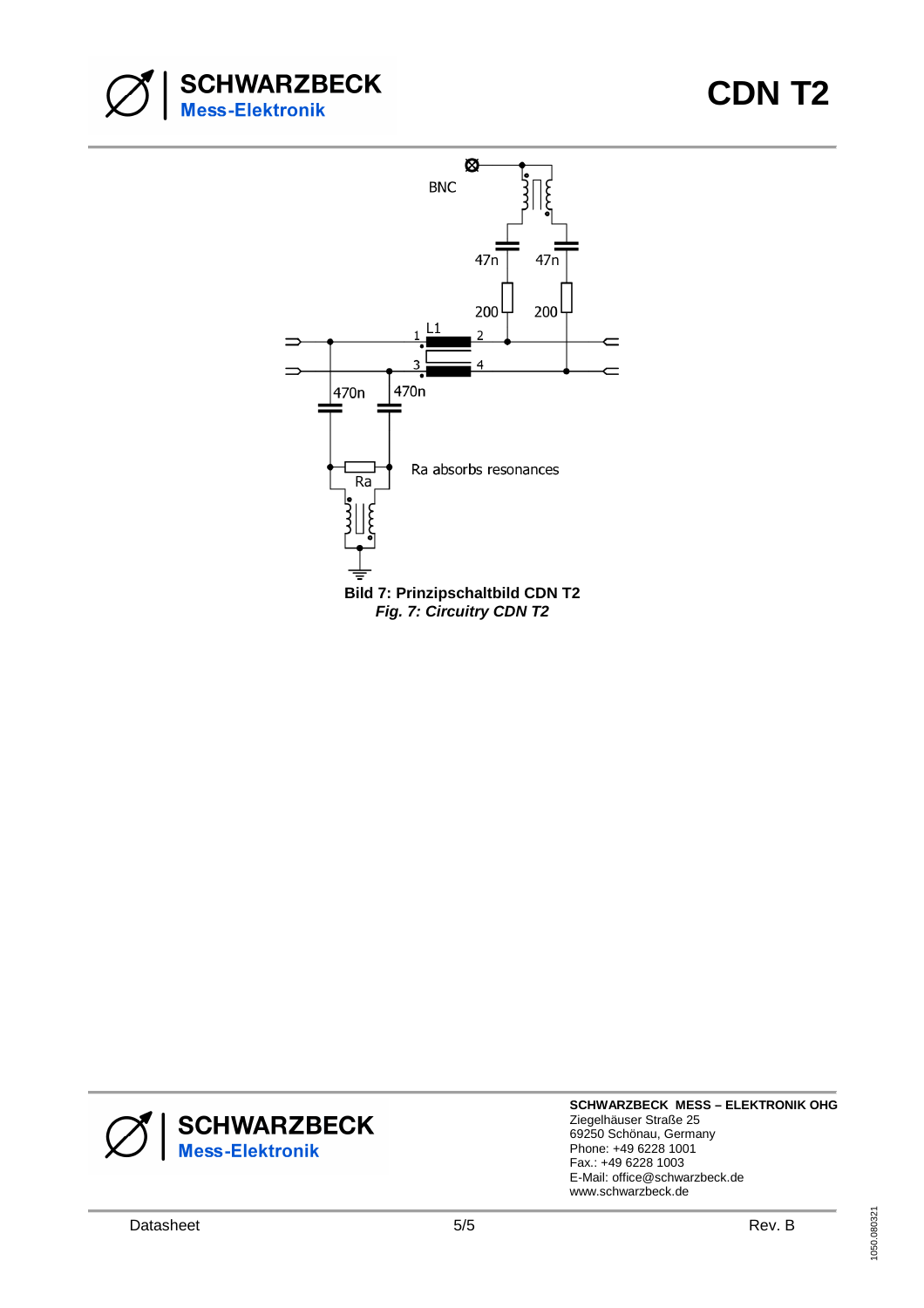BNC

47n

47n

200

200

L1

1

2

3

4

470n

470n

Ra absorbs resonances

Ra

**Bild 7: Prinzipschaltbild CDN T2**

***Fig. 7: Circuitry CDN T2***

**SCHWARZBECK MESS – ELEKTRONIK OHG**
Ziegelhäuser Straße 25
69250 Schönau, Germany
Phone: +49 6228 1001
Fax.: +49 6228 1003
E-Mail: office@schwarzbeck.de
www.schwarzbeck.de